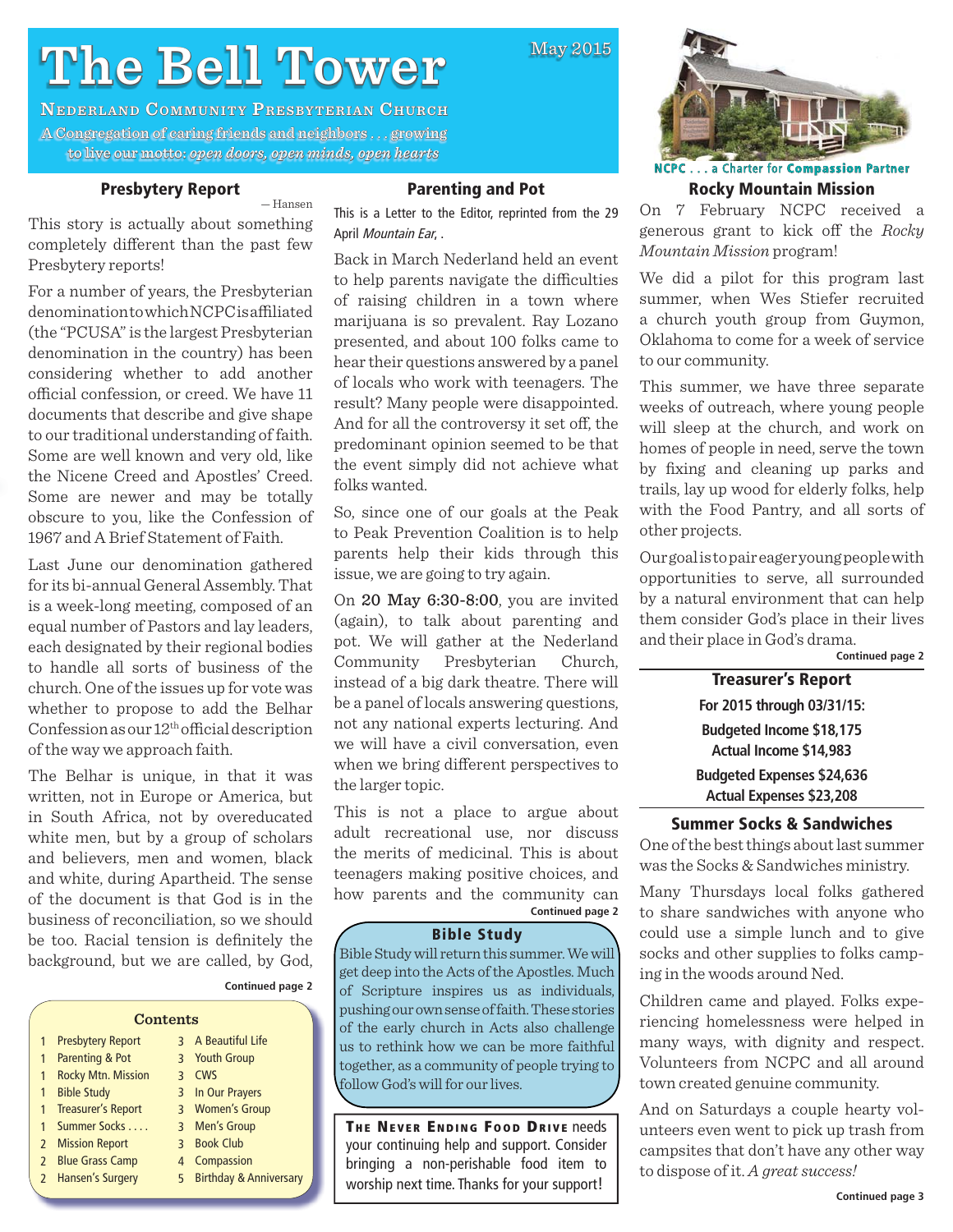# The Bell Tower

May 2015

**Nederland Community Presbyterian Church**

A Congregation of caring friends and neighbors . . . growing to live our motto: *open doors, open minds, open hearts*

NCPC . . . a Charter for **Compassion Partner**

## Presbytery Report

— Hansen

This story is actually about something completely different than the past few Presbytery reports!

For a number of years, the Presbyterian denomination to which NCPC is affiliated (the "PCUSA" is the largest Presbyterian denomination in the country) has been considering whether to add another official confession, or creed. We have 11 documents that describe and give shape to our traditional understanding of faith. Some are well known and very old, like the Nicene Creed and Apostles' Creed. Some are newer and may be totally obscure to you, like the Confession of 1967 and A Brief Statement of Faith.

Last June our denomination gathered for its bi-annual General Assembly. That is a week-long meeting, composed of an equal number of Pastors and lay leaders, each designated by their regional bodies to handle all sorts of business of the church. One of the issues up for vote was whether to propose to add the Belhar Confession as our 12th official description of the way we approach faith.

The Belhar is unique, in that it was written, not in Europe or America, but in South Africa, not by overeducated white men, but by a group of scholars and believers, men and women, black and white, during Apartheid. The sense of the document is that God is in the business of reconciliation, so we should be too. Racial tension is definitely the background, but we are called, by God,

**Continued page 2**

### Contents

| | | | |
|---|---|---|---|
| 1 | Presbytery Report | 3 | A Beautiful Life |
| 1 | Parenting & Pot | 3 | Youth Group |
| 1 | Rocky Mtn. Mission | 3 | CWS |
| 1 | Bible Study | 3 | In Our Prayers |
| 1 | Treasurer's Report | 3 | Women's Group |
| 1 | Summer Socks . . . . | 3 | Men's Group |
| 2 | Mission Report | 3 | Book Club |
| 2 | Blue Grass Camp | 4 | Compassion |
| 2 | Hansen's Surgery | 5 | Birthday & Anniversary |

## Parenting and Pot

This is a Letter to the Editor, reprinted from the 29 April *Mountain Ear*, .

Back in March Nederland held an event to help parents navigate the difficulties of raising children in a town where marijuana is so prevalent. Ray Lozano presented, and about 100 folks came to hear their questions answered by a panel of locals who work with teenagers. The result? Many people were disappointed. And for all the controversy it set off, the predominant opinion seemed to be that the event simply did not achieve what folks wanted.

So, since one of our goals at the Peak to Peak Prevention Coalition is to help parents help their kids through this issue, we are going to try again.

On **20 May 6:30-8:00**, you are invited (again), to talk about parenting and pot. We will gather at the Nederland Community Presbyterian Church, instead of a big dark theatre. There will be a panel of locals answering questions, not any national experts lecturing. And we will have a civil conversation, even when we bring different perspectives to the larger topic.

This is not a place to argue about adult recreational use, nor discuss the merits of medicinal. This is about teenagers making positive choices, and how parents and the community can

**Continued page 2**

## Bible Study

Bible Study will return this summer. We will get deep into the Acts of the Apostles. Much of Scripture inspires us as individuals, pushing our own sense of faith. These stories of the early church in Acts also challenge us to rethink how we can be more faithful together, as a community of people trying to follow God's will for our lives.

**The Never Ending Food Drive** needs your continuing help and support. Consider bringing a non-perishable food item to worship next time. Thanks for your support!

## Rocky Mountain Mission

On 7 February NCPC received a generous grant to kick off the *Rocky Mountain Mission* program!

We did a pilot for this program last summer, when Wes Stiefer recruited a church youth group from Guymon, Oklahoma to come for a week of service to our community.

This summer, we have three separate weeks of outreach, where young people will sleep at the church, and work on homes of people in need, serve the town by fixing and cleaning up parks and trails, lay up wood for elderly folks, help with the Food Pantry, and all sorts of other projects.

Our goal is to pair eager young people with opportunities to serve, all surrounded by a natural environment that can help them consider God's place in their lives and their place in God's drama.

**Continued page 2**

## Treasurer's Report

**For 2015 through 03/31/15:**

**Budgeted Income $18,175**
**Actual Income $14,983**

**Budgeted Expenses $24,636**
**Actual Expenses $23,208**

## Summer Socks & Sandwiches

One of the best things about last summer was the Socks & Sandwiches ministry.

Many Thursdays local folks gathered to share sandwiches with anyone who could use a simple lunch and to give socks and other supplies to folks camping in the woods around Ned.

Children came and played. Folks experiencing homelessness were helped in many ways, with dignity and respect. Volunteers from NCPC and all around town created genuine community.

And on Saturdays a couple hearty volunteers even went to pick up trash from campsites that don't have any other way to dispose of it. *A great success!*

**Continued page 3**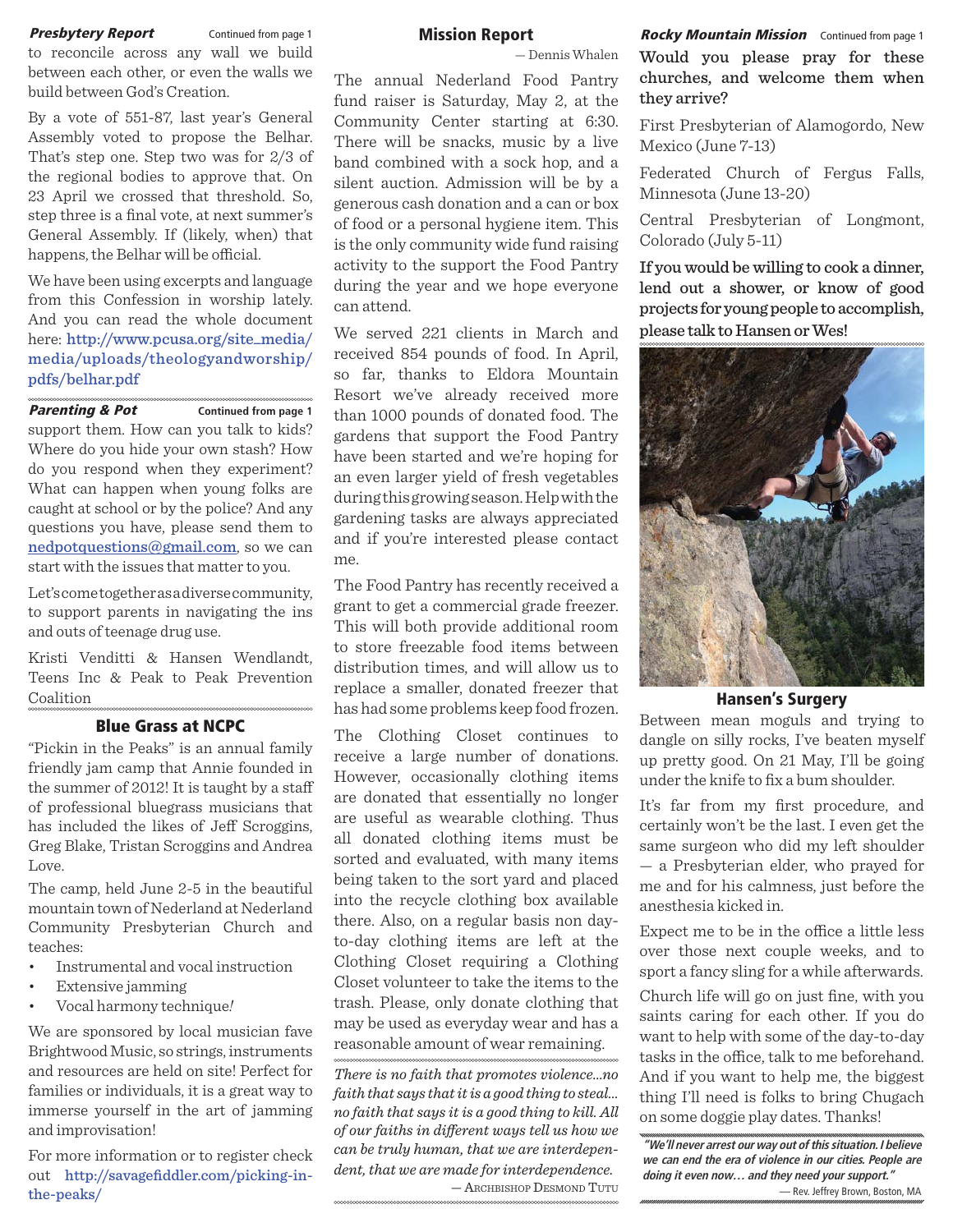### *Presbytery Report* Continued from page 1

to reconcile across any wall we build between each other, or even the walls we build between God's Creation.

By a vote of 551-87, last year's General Assembly voted to propose the Belhar. That's step one. Step two was for 2/3 of the regional bodies to approve that. On 23 April we crossed that threshold. So, step three is a final vote, at next summer's General Assembly. If (likely, when) that happens, the Belhar will be official.

We have been using excerpts and language from this Confession in worship lately. And you can read the whole document here: http://www.pcusa.org/site_media/media/uploads/theologyandworship/pdfs/belhar.pdf

### *Parenting & Pot* Continued from page 1

support them. How can you talk to kids? Where do you hide your own stash? How do you respond when they experiment? What can happen when young folks are caught at school or by the police? And any questions you have, please send them to nedpotquestions@gmail.com, so we can start with the issues that matter to you.

Let's come together as a diverse community, to support parents in navigating the ins and outs of teenage drug use.

Kristi Venditti & Hansen Wendlandt, Teens Inc & Peak to Peak Prevention Coalition

## Blue Grass at NCPC

"Pickin in the Peaks" is an annual family friendly jam camp that Annie founded in the summer of 2012! It is taught by a staff of professional bluegrass musicians that has included the likes of Jeff Scroggins, Greg Blake, Tristan Scroggins and Andrea Love.

The camp, held June 2-5 in the beautiful mountain town of Nederland at Nederland Community Presbyterian Church and teaches:

- Instrumental and vocal instruction
- Extensive jamming
- Vocal harmony technique!

We are sponsored by local musician fave Brightwood Music, so strings, instruments and resources are held on site! Perfect for families or individuals, it is a great way to immerse yourself in the art of jamming and improvisation!

For more information or to register check out http://savagefiddler.com/picking-in-the-peaks/

## Mission Report

— Dennis Whalen

The annual Nederland Food Pantry fund raiser is Saturday, May 2, at the Community Center starting at 6:30. There will be snacks, music by a live band combined with a sock hop, and a silent auction. Admission will be by a generous cash donation and a can or box of food or a personal hygiene item. This is the only community wide fund raising activity to the support the Food Pantry during the year and we hope everyone can attend.

We served 221 clients in March and received 854 pounds of food. In April, so far, thanks to Eldora Mountain Resort we've already received more than 1000 pounds of donated food. The gardens that support the Food Pantry have been started and we're hoping for an even larger yield of fresh vegetables during this growing season. Help with the gardening tasks are always appreciated and if you're interested please contact me.

The Food Pantry has recently received a grant to get a commercial grade freezer. This will both provide additional room to store freezable food items between distribution times, and will allow us to replace a smaller, donated freezer that has had some problems keep food frozen.

The Clothing Closet continues to receive a large number of donations. However, occasionally clothing items are donated that essentially no longer are useful as wearable clothing. Thus all donated clothing items must be sorted and evaluated, with many items being taken to the sort yard and placed into the recycle clothing box available there. Also, on a regular basis non day-to-day clothing items are left at the Clothing Closet requiring a Clothing Closet volunteer to take the items to the trash. Please, only donate clothing that may be used as everyday wear and has a reasonable amount of wear remaining.

*There is no faith that promotes violence...no faith that says that it is a good thing to steal... no faith that says it is a good thing to kill. All of our faiths in different ways tell us how we can be truly human, that we are interdependent, that we are made for interdependence.*

— Archbishop Desmond Tutu

### *Rocky Mountain Mission* Continued from page 1

**Would you please pray for these churches, and welcome them when they arrive?**

First Presbyterian of Alamogordo, New Mexico (June 7-13)

Federated Church of Fergus Falls, Minnesota (June 13-20)

Central Presbyterian of Longmont, Colorado (July 5-11)

**If you would be willing to cook a dinner, lend out a shower, or know of good projects for young people to accomplish, please talk to Hansen or Wes!**

## Hansen's Surgery

Between mean moguls and trying to dangle on silly rocks, I've beaten myself up pretty good. On 21 May, I'll be going under the knife to fix a bum shoulder.

It's far from my first procedure, and certainly won't be the last. I even get the same surgeon who did my left shoulder — a Presbyterian elder, who prayed for me and for his calmness, just before the anesthesia kicked in.

Expect me to be in the office a little less over those next couple weeks, and to sport a fancy sling for a while afterwards.

Church life will go on just fine, with you saints caring for each other. If you do want to help with some of the day-to-day tasks in the office, talk to me beforehand. And if you want to help me, the biggest thing I'll need is folks to bring Chugach on some doggie play dates. Thanks!

***"We'll never arrest our way out of this situation. I believe we can end the era of violence in our cities. People are doing it even now… and they need your support."***

— Rev. Jeffrey Brown, Boston, MA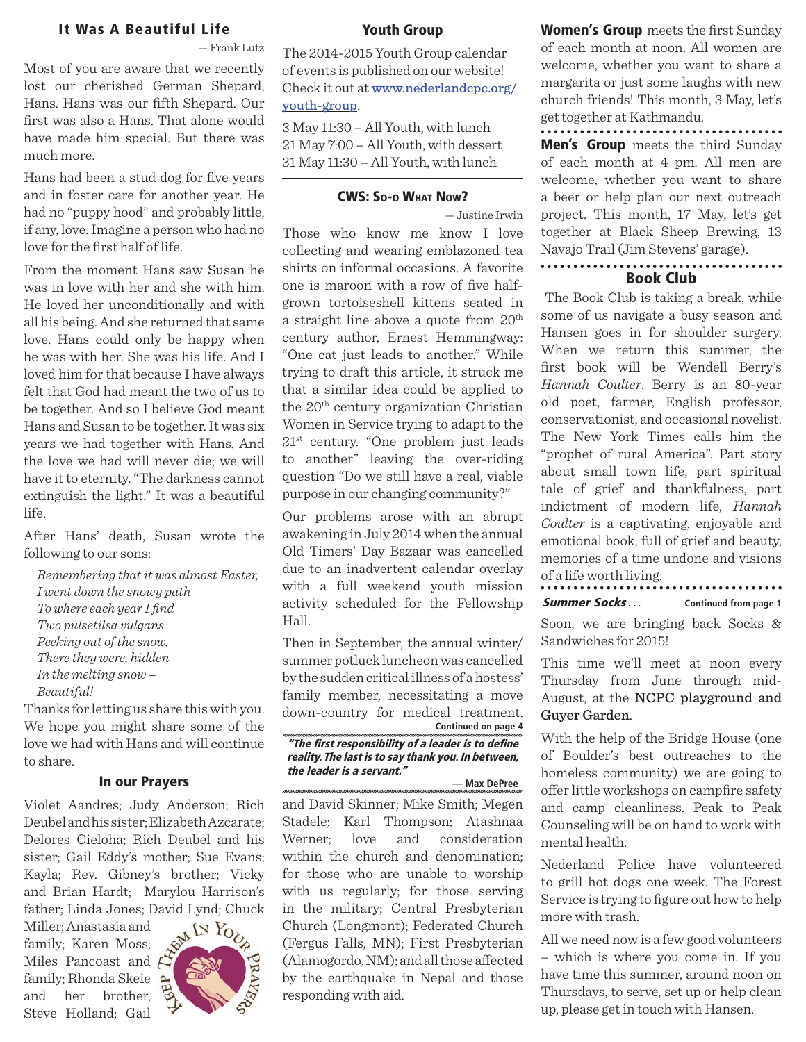## It Was A Beautiful Life

— Frank Lutz

Most of you are aware that we recently lost our cherished German Shepard, Hans. Hans was our fifth Shepard. Our first was also a Hans. That alone would have made him special. But there was much more.

Hans had been a stud dog for five years and in foster care for another year. He had no "puppy hood" and probably little, if any, love. Imagine a person who had no love for the first half of life.

From the moment Hans saw Susan he was in love with her and she with him. He loved her unconditionally and with all his being. And she returned that same love. Hans could only be happy when he was with her. She was his life. And I loved him for that because I have always felt that God had meant the two of us to be together. And so I believe God meant Hans and Susan to be together. It was six years we had together with Hans. And the love we had will never die; we will have it to eternity. "The darkness cannot extinguish the light." It was a beautiful life.

After Hans' death, Susan wrote the following to our sons:

*Remembering that it was almost Easter,*
*I went down the snowy path*
*To where each year I find*
*Two pulsetilsa vulgans*
*Peeking out of the snow,*
*There they were, hidden*
*In the melting snow –*
*Beautiful!*

Thanks for letting us share this with you. We hope you might share some of the love we had with Hans and will continue to share.

## In our Prayers

Violet Aandres; Judy Anderson; Rich Deubel and his sister; Elizabeth Azcarate; Delores Cieloha; Rich Deubel and his sister; Gail Eddy's mother; Sue Evans; Kayla; Rev. Gibney's brother; Vicky and Brian Hardt; Marylou Harrison's father; Linda Jones; David Lynd; Chuck Miller; Anastasia and family; Karen Moss; Miles Pancoast and family; Rhonda Skeie and her brother, Steve Holland; Gail and David Skinner; Mike Smith; Megen Stadele; Karl Thompson; Atashnaa Werner; love and consideration within the church and denomination; for those who are unable to worship with us regularly; for those serving in the military; Central Presbyterian Church (Longmont); Federated Church (Fergus Falls, MN); First Presbyterian (Alamogordo, NM); and all those affected by the earthquake in Nepal and those responding with aid.

## Youth Group

The 2014-2015 Youth Group calendar of events is published on our website! Check it out at www.nederlandcpc.org/youth-group.

3 May 11:30 – All Youth, with lunch
21 May 7:00 – All Youth, with dessert
31 May 11:30 – All Youth, with lunch

## CWS: So-o What Now?

— Justine Irwin

Those who know me know I love collecting and wearing emblazoned tea shirts on informal occasions. A favorite one is maroon with a row of five half-grown tortoiseshell kittens seated in a straight line above a quote from 20th century author, Ernest Hemmingway: "One cat just leads to another." While trying to draft this article, it struck me that a similar idea could be applied to the 20th century organization Christian Women in Service trying to adapt to the 21st century. "One problem just leads to another" leaving the over-riding question "Do we still have a real, viable purpose in our changing community?"

Our problems arose with an abrupt awakening in July 2014 when the annual Old Timers' Day Bazaar was cancelled due to an inadvertent calendar overlay with a full weekend youth mission activity scheduled for the Fellowship Hall.

Then in September, the annual winter/summer potluck luncheon was cancelled by the sudden critical illness of a hostess' family member, necessitating a move down-country for medical treatment.

**Continued on page 4**

***"The first responsibility of a leader is to define reality. The last is to say thank you. In between, the leader is a servant."***

**— Max DePree**

**Women's Group** meets the first Sunday of each month at noon. All women are welcome, whether you want to share a margarita or just some laughs with new church friends! This month, 3 May, let's get together at Kathmandu.

**Men's Group** meets the third Sunday of each month at 4 pm. All men are welcome, whether you want to share a beer or help plan our next outreach project. This month, 17 May, let's get together at Black Sheep Brewing, 13 Navajo Trail (Jim Stevens' garage).

## Book Club

The Book Club is taking a break, while some of us navigate a busy season and Hansen goes in for shoulder surgery. When we return this summer, the first book will be Wendell Berry's *Hannah Coulter*. Berry is an 80-year old poet, farmer, English professor, conservationist, and occasional novelist. The New York Times calls him the "prophet of rural America". Part story about small town life, part spiritual tale of grief and thankfulness, part indictment of modern life, *Hannah Coulter* is a captivating, enjoyable and emotional book, full of grief and beauty, memories of a time undone and visions of a life worth living.

***Summer Socks…*** **Continued from page 1**

Soon, we are bringing back Socks & Sandwiches for 2015!

This time we'll meet at noon every Thursday from June through mid-August, at the **NCPC playground and Guyer Garden**.

With the help of the Bridge House (one of Boulder's best outreaches to the homeless community) we are going to offer little workshops on campfire safety and camp cleanliness. Peak to Peak Counseling will be on hand to work with mental health.

Nederland Police have volunteered to grill hot dogs one week. The Forest Service is trying to figure out how to help more with trash.

All we need now is a few good volunteers – which is where you come in. If you have time this summer, around noon on Thursdays, to serve, set up or help clean up, please get in touch with Hansen.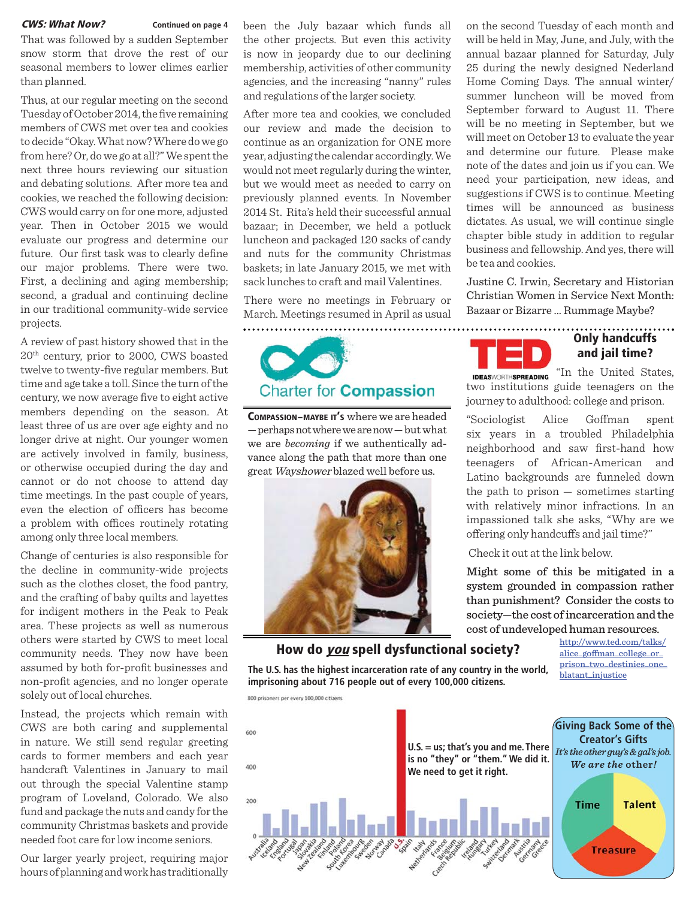***CWS: What Now?*** **Continued on page 4**

That was followed by a sudden September snow storm that drove the rest of our seasonal members to lower climes earlier than planned.

Thus, at our regular meeting on the second Tuesday of October 2014, the five remaining members of CWS met over tea and cookies to decide "Okay. What now? Where do we go from here? Or, do we go at all?" We spent the next three hours reviewing our situation and debating solutions. After more tea and cookies, we reached the following decision: CWS would carry on for one more, adjusted year. Then in October 2015 we would evaluate our progress and determine our future. Our first task was to clearly define our major problems. There were two. First, a declining and aging membership; second, a gradual and continuing decline in our traditional community-wide service projects.

A review of past history showed that in the 20th century, prior to 2000, CWS boasted twelve to twenty-five regular members. But time and age take a toll. Since the turn of the century, we now average five to eight active members depending on the season. At least three of us are over age eighty and no longer drive at night. Our younger women are actively involved in family, business, or otherwise occupied during the day and cannot or do not choose to attend day time meetings. In the past couple of years, even the election of officers has become a problem with offices routinely rotating among only three local members.

Change of centuries is also responsible for the decline in community-wide projects such as the clothes closet, the food pantry, and the crafting of baby quilts and layettes for indigent mothers in the Peak to Peak area. These projects as well as numerous others were started by CWS to meet local community needs. They now have been assumed by both for-profit businesses and non-profit agencies, and no longer operate solely out of local churches.

Instead, the projects which remain with CWS are both caring and supplemental in nature. We still send regular greeting cards to former members and each year handcraft Valentines in January to mail out through the special Valentine stamp program of Loveland, Colorado. We also fund and package the nuts and candy for the community Christmas baskets and provide needed foot care for low income seniors.

Our larger yearly project, requiring major hours of planning and work has traditionally been the July bazaar which funds all the other projects. But even this activity is now in jeopardy due to our declining membership, activities of other community agencies, and the increasing "nanny" rules and regulations of the larger society.

After more tea and cookies, we concluded our review and made the decision to continue as an organization for ONE more year, adjusting the calendar accordingly. We would not meet regularly during the winter, but we would meet as needed to carry on previously planned events. In November 2014 St. Rita's held their successful annual bazaar; in December, we held a potluck luncheon and packaged 120 sacks of candy and nuts for the community Christmas baskets; in late January 2015, we met with sack lunches to craft and mail Valentines.

There were no meetings in February or March. Meetings resumed in April as usual on the second Tuesday of each month and will be held in May, June, and July, with the annual bazaar planned for Saturday, July 25 during the newly designed Nederland Home Coming Days. The annual winter/summer luncheon will be moved from September forward to August 11. There will be no meeting in September, but we will meet on October 13 to evaluate the year and determine our future. Please make note of the dates and join us if you can. We need your participation, new ideas, and suggestions if CWS is to continue. Meeting times will be announced as business dictates. As usual, we will continue single chapter bible study in addition to regular business and fellowship. And yes, there will be tea and cookies.

Justine C. Irwin, Secretary and Historian
Christian Women in Service Next Month: Bazaar or Bizarre ... Rummage Maybe?

---

Charter for **Compassion**

**Compassion–maybe it's** where we are headed—perhaps not where we are now—but what we are *becoming* if we authentically advance along the path that more than one great *Wayshower* blazed well before us.

---

TED IDEAS WORTH SPREADING

## Only handcuffs and jail time?

"In the United States, two institutions guide teenagers on the journey to adulthood: college and prison.

"Sociologist Alice Goffman spent six years in a troubled Philadelphia neighborhood and saw first-hand how teenagers of African-American and Latino backgrounds are funneled down the path to prison — sometimes starting with relatively minor infractions. In an impassioned talk she asks, "Why are we offering only handcuffs and jail time?"

Check it out at the link below.

**Might some of this be mitigated in a system grounded in compassion rather than punishment? Consider the costs to society—the cost of incarceration and the cost of undeveloped human resources.**

http://www.ted.com/talks/alice_goffman_college_or_prison_two_destinies_one_blatant_injustice

---

## How do *you* spell dysfunctional society?

**The U.S. has the highest incarceration rate of any country in the world, imprisoning about 716 people out of every 100,000 citizens.**

800 prisoners per every 100,000 citizens

**U.S. = us; that's you and me. There is no "they" or "them." We did it. We need to get it right.**

Australia, Iceland, England, Portugal, Japan, Slovakia, New Zealand, Finland, Poland, South Korea, Luxembourg, Sweden, Norway, Canada, U.S., Spain, Italy, Netherlands, France, Belgium, Czech Republic, Ireland, Hungary, Turkey, Switzerland, Denmark, Austria, Germany, Greece

---

**Giving Back Some of the Creator's Gifts**

*It's the other guy's & gal's job.* ***We are the other!***

Time · Talent · Treasure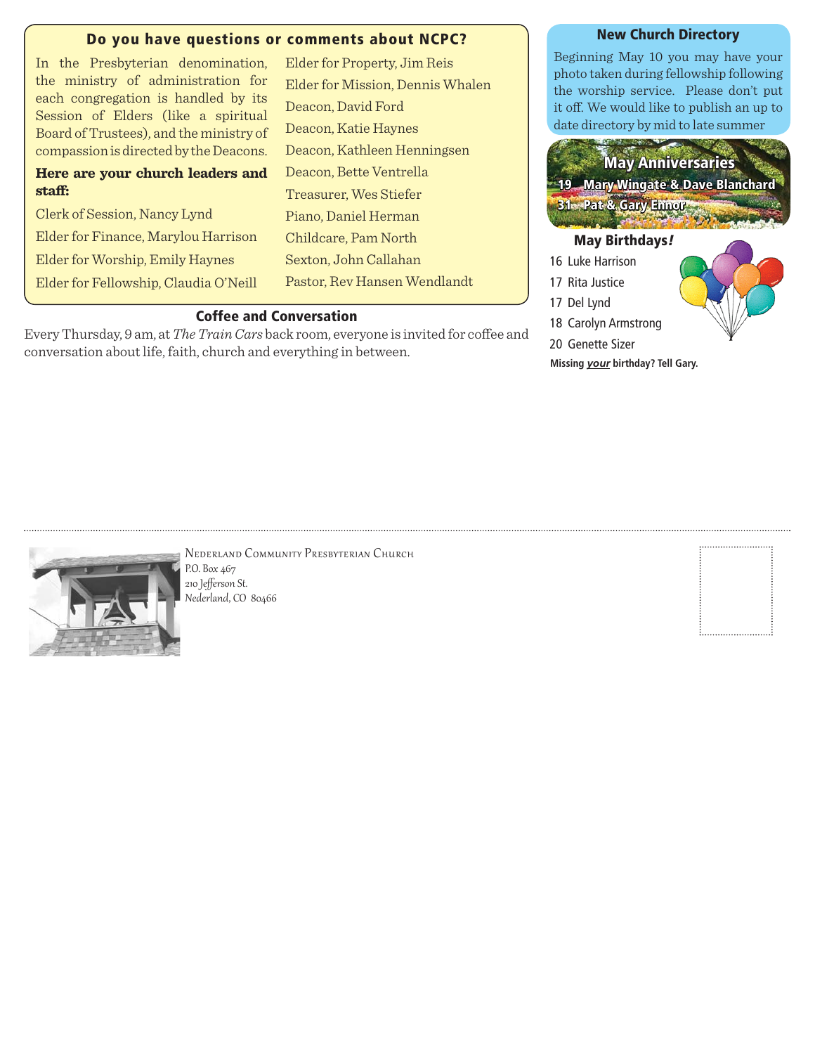## Do you have questions or comments about NCPC?

In the Presbyterian denomination, the ministry of administration for each congregation is handled by its Session of Elders (like a spiritual Board of Trustees), and the ministry of compassion is directed by the Deacons.

**Here are your church leaders and staff:**

Clerk of Session, Nancy Lynd
Elder for Finance, Marylou Harrison
Elder for Worship, Emily Haynes
Elder for Fellowship, Claudia O'Neill
Elder for Property, Jim Reis
Elder for Mission, Dennis Whalen
Deacon, David Ford
Deacon, Katie Haynes
Deacon, Kathleen Henningsen
Deacon, Bette Ventrella
Treasurer, Wes Stiefer
Piano, Daniel Herman
Childcare, Pam North
Sexton, John Callahan
Pastor, Rev Hansen Wendlandt

## Coffee and Conversation

Every Thursday, 9 am, at *The Train Cars* back room, everyone is invited for coffee and conversation about life, faith, church and everything in between.

## New Church Directory

Beginning May 10 you may have your photo taken during fellowship following the worship service. Please don't put it off. We would like to publish an up to date directory by mid to late summer

## May Anniversaries

19 Mary Wingate & Dave Blanchard
31 Pat & Gary Ennor

## May Birthdays!

16 Luke Harrison
17 Rita Justice
17 Del Lynd
18 Carolyn Armstrong
20 Genette Sizer

**Missing *your* birthday? Tell Gary.**

Nederland Community Presbyterian Church
P.O. Box 467
210 Jefferson St.
Nederland, CO 80466